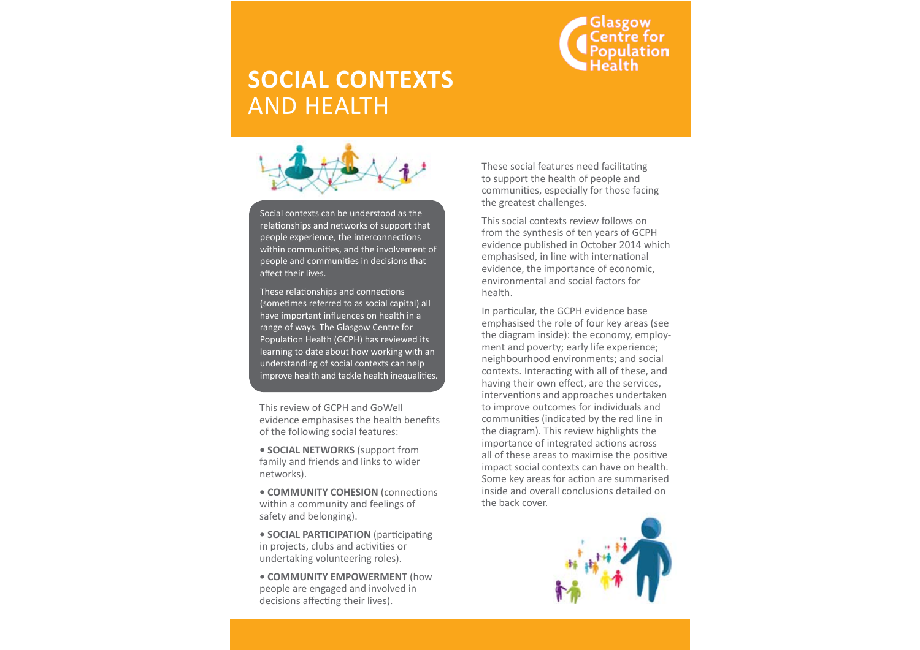# SOCIAL CONTEXTS AND HEALTH

Glasgow Centre for Population Health

Social contexts can be understood as the relationships and networks of support that people experience, the interconnections within communities, and the involvement of people and communities in decisions that affect their lives.

These relationships and connections (sometimes referred to as social capital) all have important influences on health in a range of ways. The Glasgow Centre for Population Health (GCPH) has reviewed its learning to date about how working with an understanding of social contexts can help improve health and tackle health inequalities.

This review of GCPH and GoWell evidence emphasises the health benefits of the following social features:

- **SOCIAL NETWORKS** (support from family and friends and links to wider networks).
- **COMMUNITY COHESION** (connections within a community and feelings of safety and belonging).
- **SOCIAL PARTICIPATION** (participating in projects, clubs and activities or undertaking volunteering roles).
- **COMMUNITY EMPOWERMENT** (how people are engaged and involved in decisions affecting their lives).

These social features need facilitating to support the health of people and communities, especially for those facing the greatest challenges.

This social contexts review follows on from the synthesis of ten years of GCPH evidence published in October 2014 which emphasised, in line with international evidence, the importance of economic, environmental and social factors for health.

In particular, the GCPH evidence base emphasised the role of four key areas (see the diagram inside): the economy, employment and poverty; early life experience; neighbourhood environments; and social contexts. Interacting with all of these, and having their own effect, are the services, interventions and approaches undertaken to improve outcomes for individuals and communities (indicated by the red line in the diagram). This review highlights the importance of integrated actions across all of these areas to maximise the positive impact social contexts can have on health. Some key areas for action are summarised inside and overall conclusions detailed on the back cover.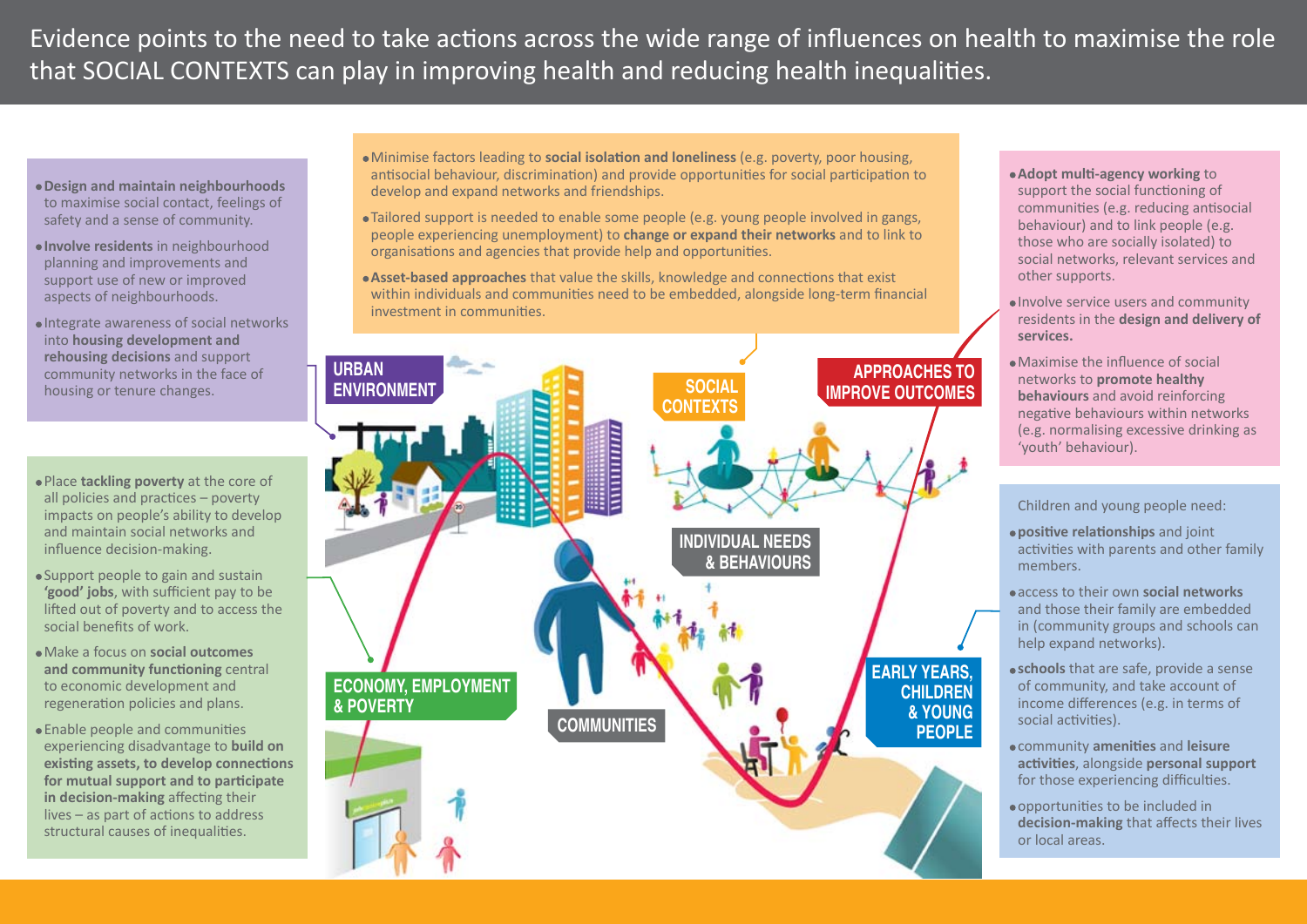# Evidence points to the need to take actions across the wide range of influences on health to maximise the role that SOCIAL CONTEXTS can play in improving health and reducing health inequalities.

## URBAN ENVIRONMENT

- **Design and maintain neighbourhoods** to maximise social contact, feelings of safety and a sense of community.
- **Involve residents** in neighbourhood planning and improvements and support use of new or improved aspects of neighbourhoods.
- Integrate awareness of social networks into **housing development and rehousing decisions** and support community networks in the face of housing or tenure changes.

## ECONOMY, EMPLOYMENT & POVERTY

- Place **tackling poverty** at the core of all policies and practices – poverty impacts on people's ability to develop and maintain social networks and influence decision-making.
- Support people to gain and sustain **'good' jobs**, with sufficient pay to be lifted out of poverty and to access the social benefits of work.
- Make a focus on **social outcomes and community functioning** central to economic development and regeneration policies and plans.
- Enable people and communities experiencing disadvantage to **build on existing assets, to develop connections for mutual support and to participate in decision-making** affecting their lives – as part of actions to address structural causes of inequalities.

## SOCIAL CONTEXTS

- Minimise factors leading to **social isolation and loneliness** (e.g. poverty, poor housing, antisocial behaviour, discrimination) and provide opportunities for social participation to develop and expand networks and friendships.
- Tailored support is needed to enable some people (e.g. young people involved in gangs, people experiencing unemployment) to **change or expand their networks** and to link to organisations and agencies that provide help and opportunities.
- **Asset-based approaches** that value the skills, knowledge and connections that exist within individuals and communities need to be embedded, alongside long-term financial investment in communities.

## APPROACHES TO IMPROVE OUTCOMES

- **Adopt multi-agency working** to support the social functioning of communities (e.g. reducing antisocial behaviour) and to link people (e.g. those who are socially isolated) to social networks, relevant services and other supports.
- Involve service users and community residents in the **design and delivery of services.**
- Maximise the influence of social networks to **promote healthy behaviours** and avoid reinforcing negative behaviours within networks (e.g. normalising excessive drinking as 'youth' behaviour).

## EARLY YEARS, CHILDREN & YOUNG PEOPLE

Children and young people need:

- **positive relationships** and joint activities with parents and other family members.
- access to their own **social networks** and those their family are embedded in (community groups and schools can help expand networks).
- **schools** that are safe, provide a sense of community, and take account of income differences (e.g. in terms of social activities).
- community **amenities** and **leisure activities**, alongside **personal support** for those experiencing difficulties.
- opportunities to be included in **decision-making** that affects their lives or local areas.

INDIVIDUAL NEEDS & BEHAVIOURS

COMMUNITIES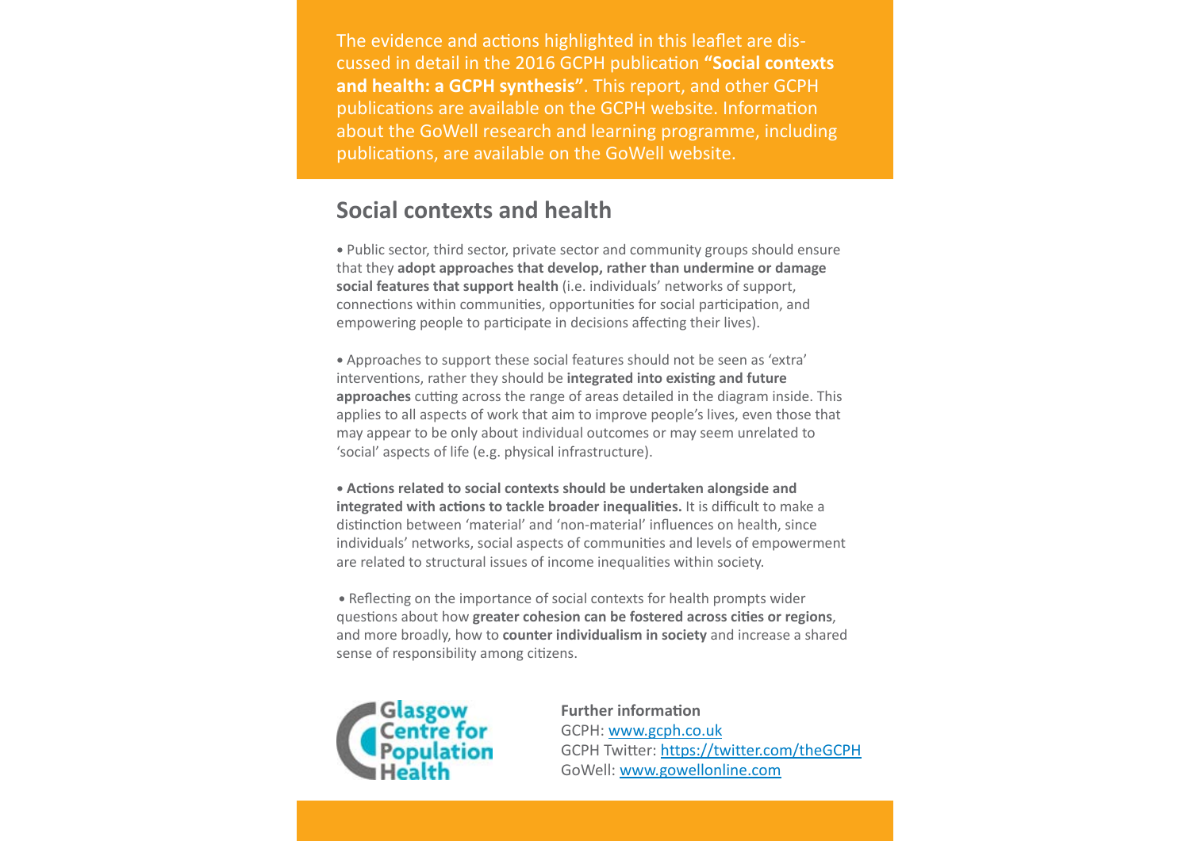The evidence and actions highlighted in this leaflet are discussed in detail in the 2016 GCPH publication **"Social contexts and health: a GCPH synthesis"**. This report, and other GCPH publications are available on the GCPH website. Information about the GoWell research and learning programme, including publications, are available on the GoWell website.

## Social contexts and health

- Public sector, third sector, private sector and community groups should ensure that they **adopt approaches that develop, rather than undermine or damage social features that support health** (i.e. individuals' networks of support, connections within communities, opportunities for social participation, and empowering people to participate in decisions affecting their lives).

- Approaches to support these social features should not be seen as 'extra' interventions, rather they should be **integrated into existing and future approaches** cutting across the range of areas detailed in the diagram inside. This applies to all aspects of work that aim to improve people's lives, even those that may appear to be only about individual outcomes or may seem unrelated to 'social' aspects of life (e.g. physical infrastructure).

- **Actions related to social contexts should be undertaken alongside and integrated with actions to tackle broader inequalities.** It is difficult to make a distinction between 'material' and 'non-material' influences on health, since individuals' networks, social aspects of communities and levels of empowerment are related to structural issues of income inequalities within society.

- Reflecting on the importance of social contexts for health prompts wider questions about how **greater cohesion can be fostered across cities or regions**, and more broadly, how to **counter individualism in society** and increase a shared sense of responsibility among citizens.

Glasgow Centre for Population Health

**Further information**
GCPH: www.gcph.co.uk
GCPH Twitter: https://twitter.com/theGCPH
GoWell: www.gowellonline.com